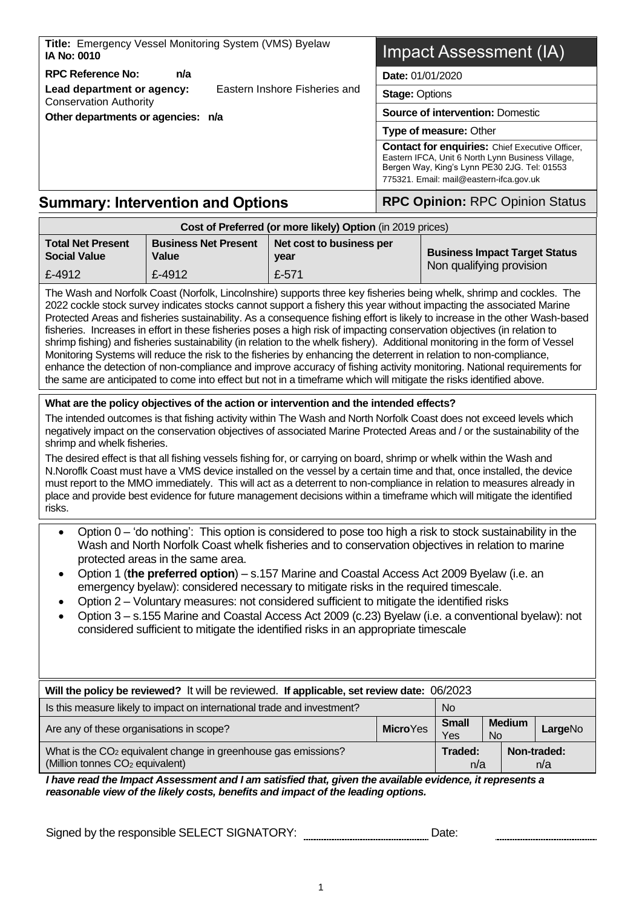| **Title:** Emergency Vessel Monitoring System (VMS) Byelaw<br>**IA No: 0010** | Impact Assessment (IA) |
|---|---|
| **RPC Reference No:** n/a | **Date:** 01/01/2020 |
| **Lead department or agency:** Eastern Inshore Fisheries and Conservation Authority | **Stage:** Options |
| **Other departments or agencies:** n/a | **Source of intervention:** Domestic |
| | **Type of measure:** Other |
| | **Contact for enquiries:** Chief Executive Officer, Eastern IFCA, Unit 6 North Lynn Business Village, Bergen Way, King's Lynn PE30 2JG. Tel: 01553 775321. Email: mail@eastern-ifca.gov.uk |

## Summary: Intervention and Options

**RPC Opinion:** RPC Opinion Status

| Cost of Preferred (or more likely) Option (in 2019 prices) | | | |
|---|---|---|---|
| **Total Net Present Social Value** | **Business Net Present Value** | **Net cost to business per year** | **Business Impact Target Status** |
| £-4912 | £-4912 | £-571 | Non qualifying provision |

The Wash and Norfolk Coast (Norfolk, Lincolnshire) supports three key fisheries being whelk, shrimp and cockles. The 2022 cockle stock survey indicates stocks cannot support a fishery this year without impacting the associated Marine Protected Areas and fisheries sustainability. As a consequence fishing effort is likely to increase in the other Wash-based fisheries. Increases in effort in these fisheries poses a high risk of impacting conservation objectives (in relation to shrimp fishing) and fisheries sustainability (in relation to the whelk fishery). Additional monitoring in the form of Vessel Monitoring Systems will reduce the risk to the fisheries by enhancing the deterrent in relation to non-compliance, enhance the detection of non-compliance and improve accuracy of fishing activity monitoring. National requirements for the same are anticipated to come into effect but not in a timeframe which will mitigate the risks identified above.

**What are the policy objectives of the action or intervention and the intended effects?**

The intended outcomes is that fishing activity within The Wash and North Norfolk Coast does not exceed levels which negatively impact on the conservation objectives of associated Marine Protected Areas and / or the sustainability of the shrimp and whelk fisheries.

The desired effect is that all fishing vessels fishing for, or carrying on board, shrimp or whelk within the Wash and N.Noroflk Coast must have a VMS device installed on the vessel by a certain time and that, once installed, the device must report to the MMO immediately. This will act as a deterrent to non-compliance in relation to measures already in place and provide best evidence for future management decisions within a timeframe which will mitigate the identified risks.

- Option 0 – 'do nothing': This option is considered to pose too high a risk to stock sustainability in the Wash and North Norfolk Coast whelk fisheries and to conservation objectives in relation to marine protected areas in the same area.
- Option 1 (**the preferred option**) – s.157 Marine and Coastal Access Act 2009 Byelaw (i.e. an emergency byelaw): considered necessary to mitigate risks in the required timescale.
- Option 2 – Voluntary measures: not considered sufficient to mitigate the identified risks
- Option 3 – s.155 Marine and Coastal Access Act 2009 (c.23) Byelaw (i.e. a conventional byelaw): not considered sufficient to mitigate the identified risks in an appropriate timescale

| **Will the policy be reviewed?** It will be reviewed. **If applicable, set review date:** 06/2023 | | | | |
|---|---|---|---|---|
| Is this measure likely to impact on international trade and investment? | | No | | |
| Are any of these organisations in scope? | **Micro** Yes | **Small** Yes | **Medium** No | **Large** No |
| What is the $CO_2$ equivalent change in greenhouse gas emissions? (Million tonnes $CO_2$ equivalent) | | **Traded:** n/a | **Non-traded:** n/a | |

***I have read the Impact Assessment and I am satisfied that, given the available evidence, it represents a reasonable view of the likely costs, benefits and impact of the leading options.***

Signed by the responsible SELECT SIGNATORY: .................................. Date: ..................................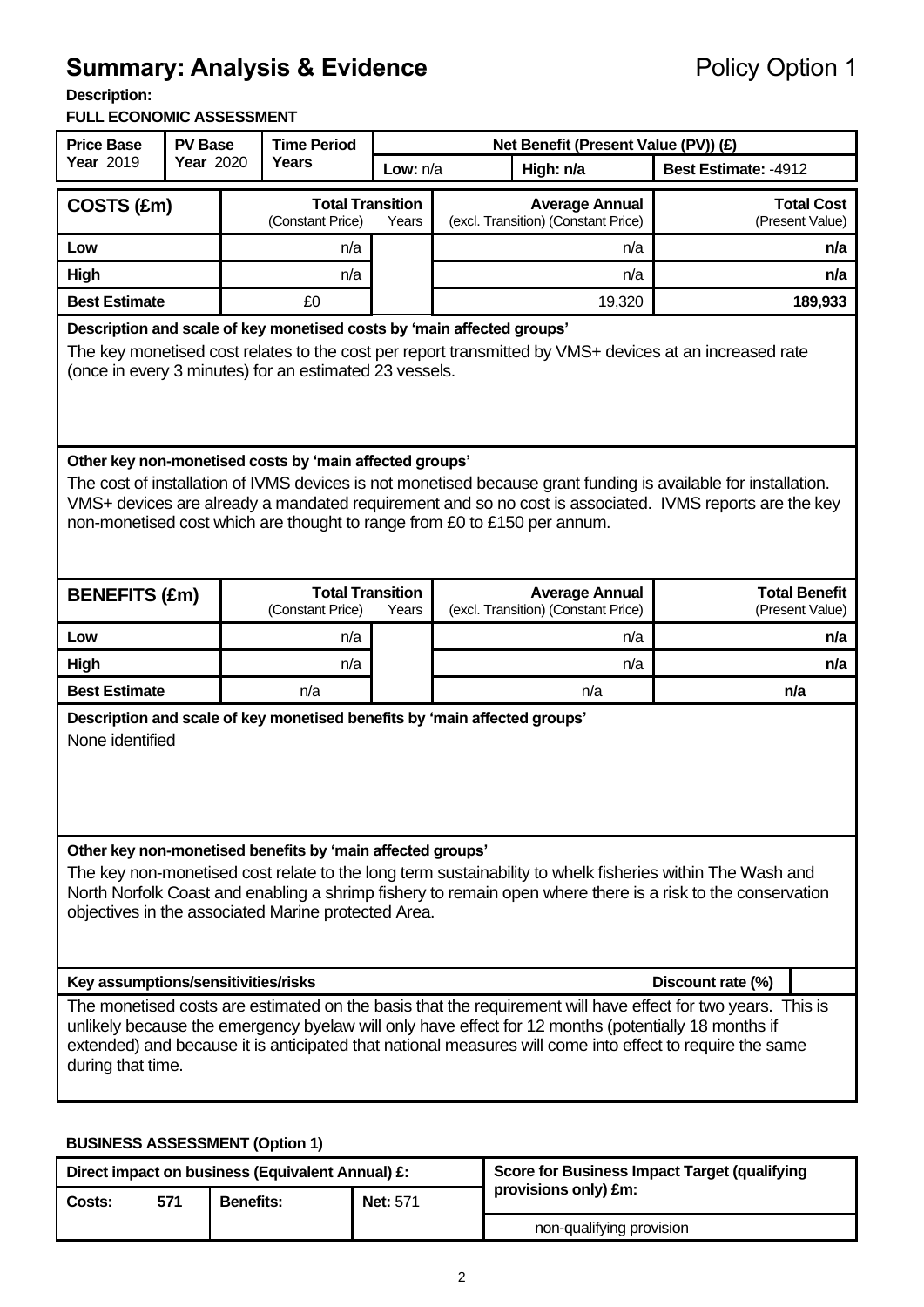# Summary: Analysis & Evidence

Policy Option 1

**Description:**

**FULL ECONOMIC ASSESSMENT**

| Price Base Year 2019 | PV Base Year 2020 | Time Period Years | Net Benefit (Present Value (PV)) (£) | | |
|---|---|---|---|---|---|
| | | | Low: n/a | High: n/a | Best Estimate: -4912 |

| COSTS (£m) | Total Transition (Constant Price) | Years | Average Annual (excl. Transition) (Constant Price) | Total Cost (Present Value) |
|---|---|---|---|---|
| Low | n/a | | n/a | n/a |
| High | n/a | | n/a | n/a |
| Best Estimate | £0 | | 19,320 | 189,933 |

**Description and scale of key monetised costs by 'main affected groups'**

The key monetised cost relates to the cost per report transmitted by VMS+ devices at an increased rate (once in every 3 minutes) for an estimated 23 vessels.

**Other key non-monetised costs by 'main affected groups'**

The cost of installation of IVMS devices is not monetised because grant funding is available for installation. VMS+ devices are already a mandated requirement and so no cost is associated. IVMS reports are the key non-monetised cost which are thought to range from £0 to £150 per annum.

| BENEFITS (£m) | Total Transition (Constant Price) | Years | Average Annual (excl. Transition) (Constant Price) | Total Benefit (Present Value) |
|---|---|---|---|---|
| Low | n/a | | n/a | n/a |
| High | n/a | | n/a | n/a |
| Best Estimate | n/a | | n/a | n/a |

**Description and scale of key monetised benefits by 'main affected groups'**

None identified

**Other key non-monetised benefits by 'main affected groups'**

The key non-monetised cost relate to the long term sustainability to whelk fisheries within The Wash and North Norfolk Coast and enabling a shrimp fishery to remain open where there is a risk to the conservation objectives in the associated Marine protected Area.

**Key assumptions/sensitivities/risks** | **Discount rate (%)** |

The monetised costs are estimated on the basis that the requirement will have effect for two years. This is unlikely because the emergency byelaw will only have effect for 12 months (potentially 18 months if extended) and because it is anticipated that national measures will come into effect to require the same during that time.

**BUSINESS ASSESSMENT (Option 1)**

| Direct impact on business (Equivalent Annual) £: | | | | Score for Business Impact Target (qualifying provisions only) £m: |
|---|---|---|---|---|
| Costs: | 571 | Benefits: | Net: 571 | non-qualifying provision |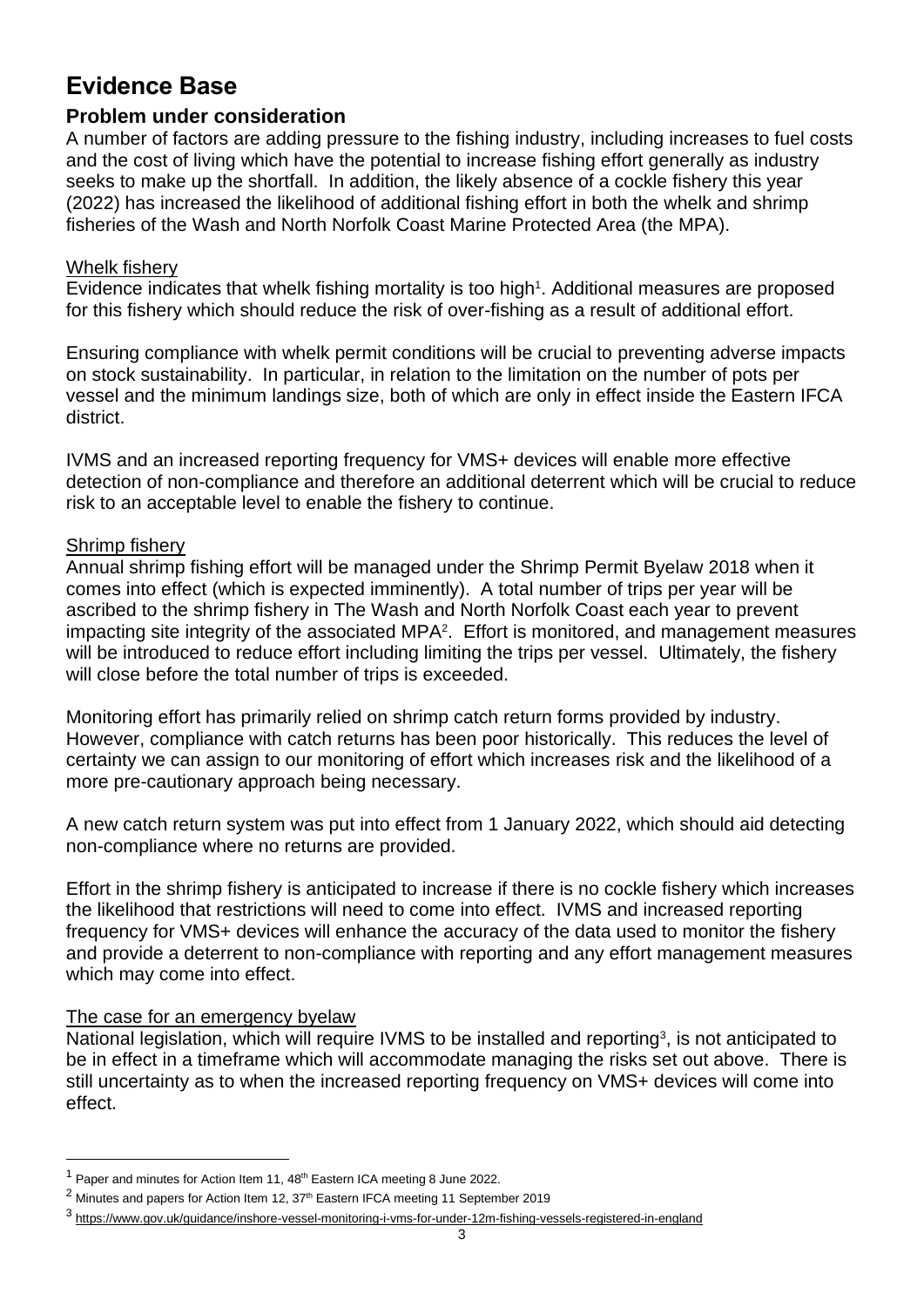# Evidence Base

## Problem under consideration

A number of factors are adding pressure to the fishing industry, including increases to fuel costs and the cost of living which have the potential to increase fishing effort generally as industry seeks to make up the shortfall. In addition, the likely absence of a cockle fishery this year (2022) has increased the likelihood of additional fishing effort in both the whelk and shrimp fisheries of the Wash and North Norfolk Coast Marine Protected Area (the MPA).

### Whelk fishery

Evidence indicates that whelk fishing mortality is too high[1]. Additional measures are proposed for this fishery which should reduce the risk of over-fishing as a result of additional effort.

Ensuring compliance with whelk permit conditions will be crucial to preventing adverse impacts on stock sustainability. In particular, in relation to the limitation on the number of pots per vessel and the minimum landings size, both of which are only in effect inside the Eastern IFCA district.

IVMS and an increased reporting frequency for VMS+ devices will enable more effective detection of non-compliance and therefore an additional deterrent which will be crucial to reduce risk to an acceptable level to enable the fishery to continue.

### Shrimp fishery

Annual shrimp fishing effort will be managed under the Shrimp Permit Byelaw 2018 when it comes into effect (which is expected imminently). A total number of trips per year will be ascribed to the shrimp fishery in The Wash and North Norfolk Coast each year to prevent impacting site integrity of the associated MPA[2]. Effort is monitored, and management measures will be introduced to reduce effort including limiting the trips per vessel. Ultimately, the fishery will close before the total number of trips is exceeded.

Monitoring effort has primarily relied on shrimp catch return forms provided by industry. However, compliance with catch returns has been poor historically. This reduces the level of certainty we can assign to our monitoring of effort which increases risk and the likelihood of a more pre-cautionary approach being necessary.

A new catch return system was put into effect from 1 January 2022, which should aid detecting non-compliance where no returns are provided.

Effort in the shrimp fishery is anticipated to increase if there is no cockle fishery which increases the likelihood that restrictions will need to come into effect. IVMS and increased reporting frequency for VMS+ devices will enhance the accuracy of the data used to monitor the fishery and provide a deterrent to non-compliance with reporting and any effort management measures which may come into effect.

### The case for an emergency byelaw

National legislation, which will require IVMS to be installed and reporting[3], is not anticipated to be in effect in a timeframe which will accommodate managing the risks set out above. There is still uncertainty as to when the increased reporting frequency on VMS+ devices will come into effect.

---

[1] Paper and minutes for Action Item 11, 48th Eastern ICA meeting 8 June 2022.

[2] Minutes and papers for Action Item 12, 37th Eastern IFCA meeting 11 September 2019

[3] https://www.gov.uk/guidance/inshore-vessel-monitoring-i-vms-for-under-12m-fishing-vessels-registered-in-england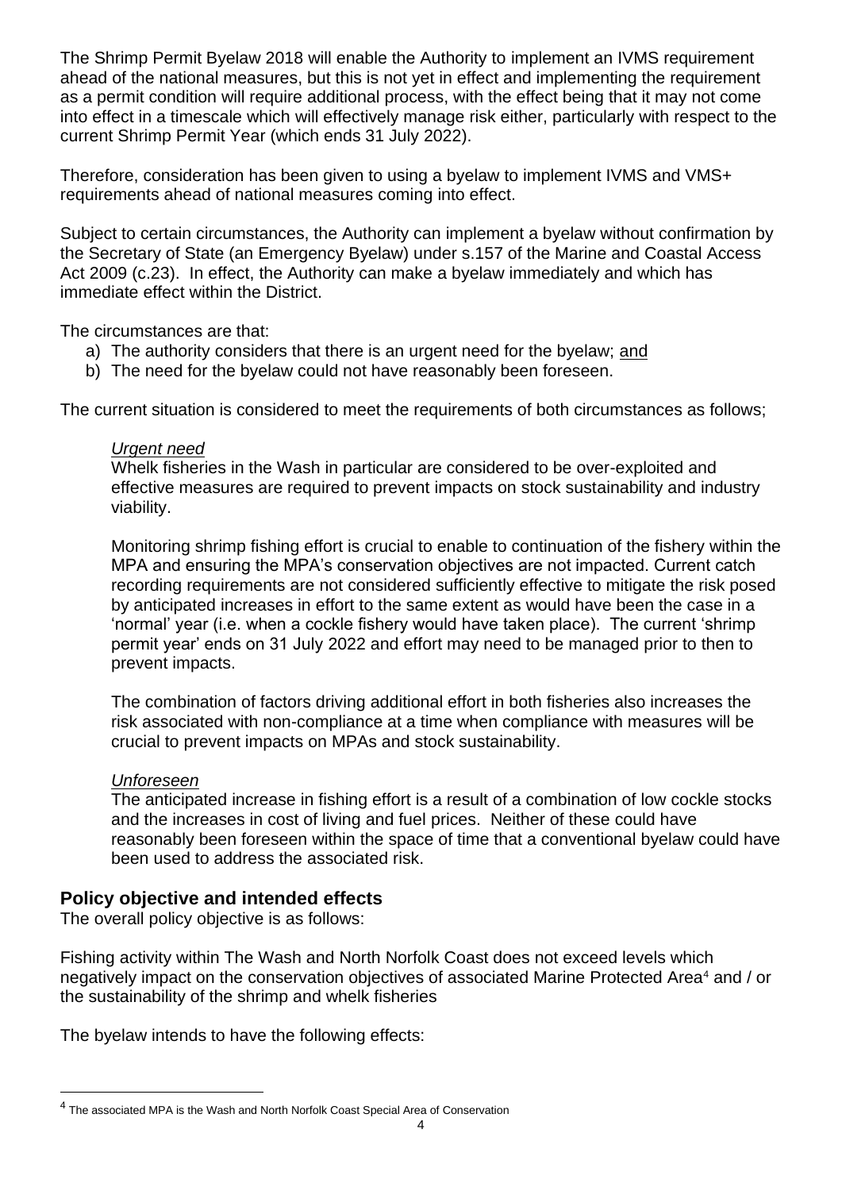The Shrimp Permit Byelaw 2018 will enable the Authority to implement an IVMS requirement ahead of the national measures, but this is not yet in effect and implementing the requirement as a permit condition will require additional process, with the effect being that it may not come into effect in a timescale which will effectively manage risk either, particularly with respect to the current Shrimp Permit Year (which ends 31 July 2022).

Therefore, consideration has been given to using a byelaw to implement IVMS and VMS+ requirements ahead of national measures coming into effect.

Subject to certain circumstances, the Authority can implement a byelaw without confirmation by the Secretary of State (an Emergency Byelaw) under s.157 of the Marine and Coastal Access Act 2009 (c.23). In effect, the Authority can make a byelaw immediately and which has immediate effect within the District.

The circumstances are that:

a) The authority considers that there is an urgent need for the byelaw; and
b) The need for the byelaw could not have reasonably been foreseen.

The current situation is considered to meet the requirements of both circumstances as follows;

*Urgent need*

Whelk fisheries in the Wash in particular are considered to be over-exploited and effective measures are required to prevent impacts on stock sustainability and industry viability.

Monitoring shrimp fishing effort is crucial to enable to continuation of the fishery within the MPA and ensuring the MPA's conservation objectives are not impacted. Current catch recording requirements are not considered sufficiently effective to mitigate the risk posed by anticipated increases in effort to the same extent as would have been the case in a 'normal' year (i.e. when a cockle fishery would have taken place). The current 'shrimp permit year' ends on 31 July 2022 and effort may need to be managed prior to then to prevent impacts.

The combination of factors driving additional effort in both fisheries also increases the risk associated with non-compliance at a time when compliance with measures will be crucial to prevent impacts on MPAs and stock sustainability.

*Unforeseen*

The anticipated increase in fishing effort is a result of a combination of low cockle stocks and the increases in cost of living and fuel prices. Neither of these could have reasonably been foreseen within the space of time that a conventional byelaw could have been used to address the associated risk.

## Policy objective and intended effects

The overall policy objective is as follows:

Fishing activity within The Wash and North Norfolk Coast does not exceed levels which negatively impact on the conservation objectives of associated Marine Protected Area[4] and / or the sustainability of the shrimp and whelk fisheries

The byelaw intends to have the following effects:

[4] The associated MPA is the Wash and North Norfolk Coast Special Area of Conservation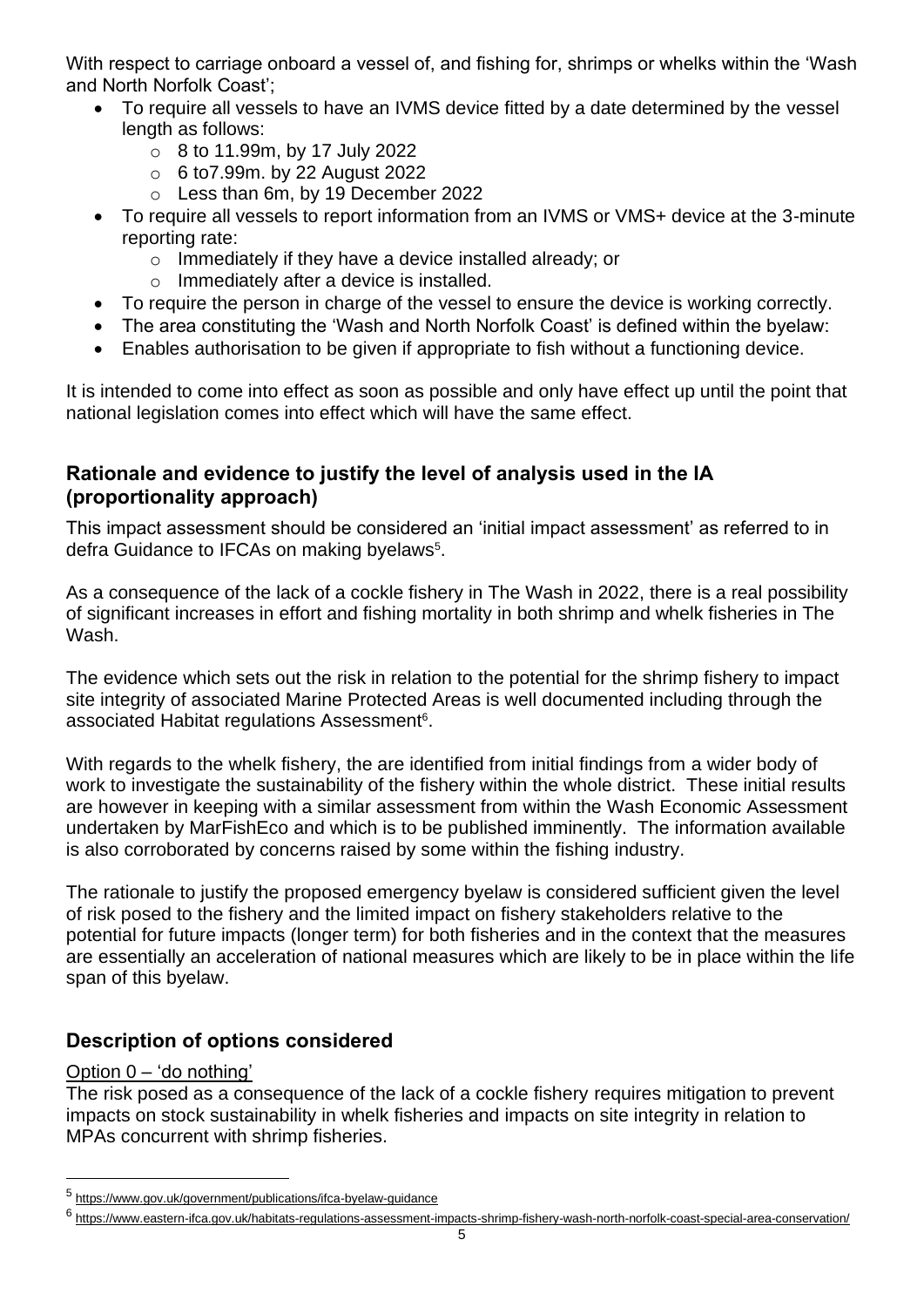With respect to carriage onboard a vessel of, and fishing for, shrimps or whelks within the 'Wash and North Norfolk Coast';

- To require all vessels to have an IVMS device fitted by a date determined by the vessel length as follows:
  - 8 to 11.99m, by 17 July 2022
  - 6 to7.99m. by 22 August 2022
  - Less than 6m, by 19 December 2022
- To require all vessels to report information from an IVMS or VMS+ device at the 3-minute reporting rate:
  - Immediately if they have a device installed already; or
  - Immediately after a device is installed.
- To require the person in charge of the vessel to ensure the device is working correctly.
- The area constituting the 'Wash and North Norfolk Coast' is defined within the byelaw:
- Enables authorisation to be given if appropriate to fish without a functioning device.

It is intended to come into effect as soon as possible and only have effect up until the point that national legislation comes into effect which will have the same effect.

## Rationale and evidence to justify the level of analysis used in the IA (proportionality approach)

This impact assessment should be considered an 'initial impact assessment' as referred to in defra Guidance to IFCAs on making byelaws[5].

As a consequence of the lack of a cockle fishery in The Wash in 2022, there is a real possibility of significant increases in effort and fishing mortality in both shrimp and whelk fisheries in The Wash.

The evidence which sets out the risk in relation to the potential for the shrimp fishery to impact site integrity of associated Marine Protected Areas is well documented including through the associated Habitat regulations Assessment[6].

With regards to the whelk fishery, the are identified from initial findings from a wider body of work to investigate the sustainability of the fishery within the whole district. These initial results are however in keeping with a similar assessment from within the Wash Economic Assessment undertaken by MarFishEco and which is to be published imminently. The information available is also corroborated by concerns raised by some within the fishing industry.

The rationale to justify the proposed emergency byelaw is considered sufficient given the level of risk posed to the fishery and the limited impact on fishery stakeholders relative to the potential for future impacts (longer term) for both fisheries and in the context that the measures are essentially an acceleration of national measures which are likely to be in place within the life span of this byelaw.

## Description of options considered

Option 0 – 'do nothing'

The risk posed as a consequence of the lack of a cockle fishery requires mitigation to prevent impacts on stock sustainability in whelk fisheries and impacts on site integrity in relation to MPAs concurrent with shrimp fisheries.

[5] https://www.gov.uk/government/publications/ifca-byelaw-guidance

[6] https://www.eastern-ifca.gov.uk/habitats-regulations-assessment-impacts-shrimp-fishery-wash-north-norfolk-coast-special-area-conservation/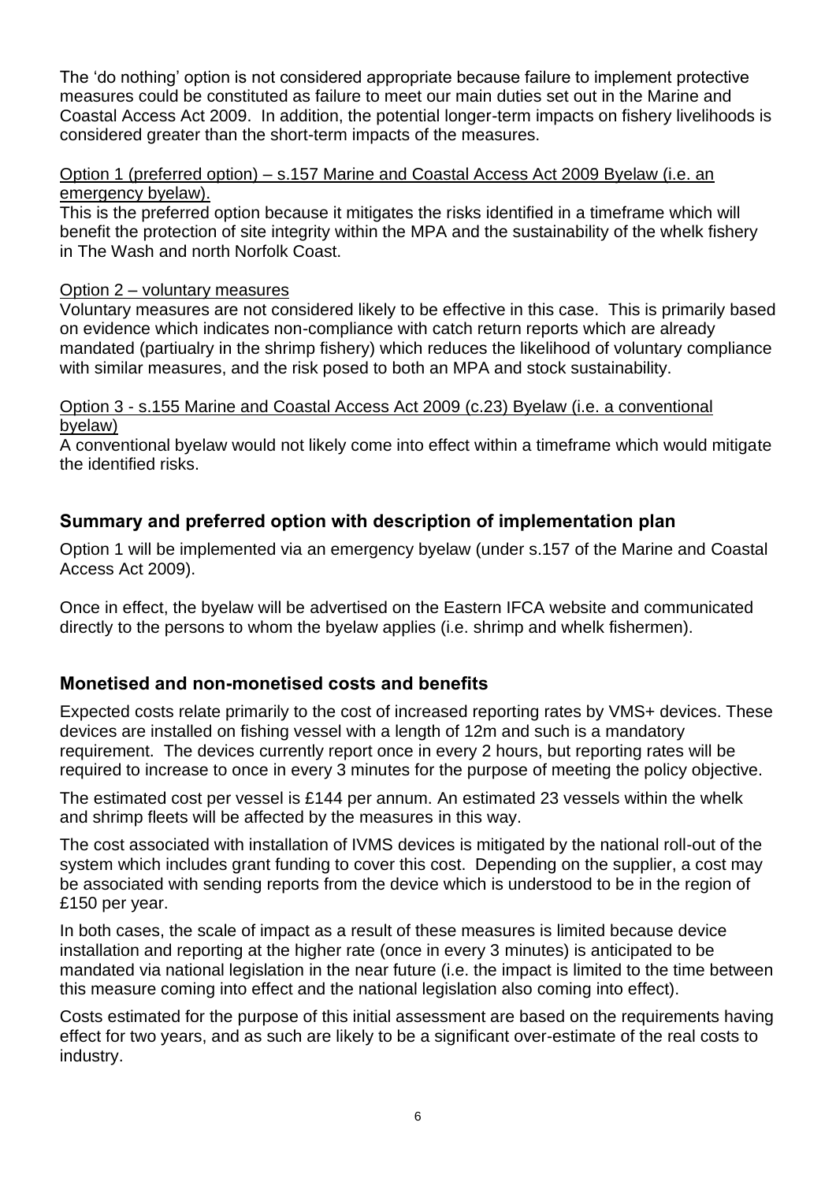The 'do nothing' option is not considered appropriate because failure to implement protective measures could be constituted as failure to meet our main duties set out in the Marine and Coastal Access Act 2009. In addition, the potential longer-term impacts on fishery livelihoods is considered greater than the short-term impacts of the measures.

<u>Option 1 (preferred option) – s.157 Marine and Coastal Access Act 2009 Byelaw (i.e. an emergency byelaw).</u>

This is the preferred option because it mitigates the risks identified in a timeframe which will benefit the protection of site integrity within the MPA and the sustainability of the whelk fishery in The Wash and north Norfolk Coast.

<u>Option 2 – voluntary measures</u>

Voluntary measures are not considered likely to be effective in this case. This is primarily based on evidence which indicates non-compliance with catch return reports which are already mandated (partiualry in the shrimp fishery) which reduces the likelihood of voluntary compliance with similar measures, and the risk posed to both an MPA and stock sustainability.

<u>Option 3 - s.155 Marine and Coastal Access Act 2009 (c.23) Byelaw (i.e. a conventional byelaw)</u>

A conventional byelaw would not likely come into effect within a timeframe which would mitigate the identified risks.

## Summary and preferred option with description of implementation plan

Option 1 will be implemented via an emergency byelaw (under s.157 of the Marine and Coastal Access Act 2009).

Once in effect, the byelaw will be advertised on the Eastern IFCA website and communicated directly to the persons to whom the byelaw applies (i.e. shrimp and whelk fishermen).

## Monetised and non-monetised costs and benefits

Expected costs relate primarily to the cost of increased reporting rates by VMS+ devices. These devices are installed on fishing vessel with a length of 12m and such is a mandatory requirement. The devices currently report once in every 2 hours, but reporting rates will be required to increase to once in every 3 minutes for the purpose of meeting the policy objective.

The estimated cost per vessel is £144 per annum. An estimated 23 vessels within the whelk and shrimp fleets will be affected by the measures in this way.

The cost associated with installation of IVMS devices is mitigated by the national roll-out of the system which includes grant funding to cover this cost. Depending on the supplier, a cost may be associated with sending reports from the device which is understood to be in the region of £150 per year.

In both cases, the scale of impact as a result of these measures is limited because device installation and reporting at the higher rate (once in every 3 minutes) is anticipated to be mandated via national legislation in the near future (i.e. the impact is limited to the time between this measure coming into effect and the national legislation also coming into effect).

Costs estimated for the purpose of this initial assessment are based on the requirements having effect for two years, and as such are likely to be a significant over-estimate of the real costs to industry.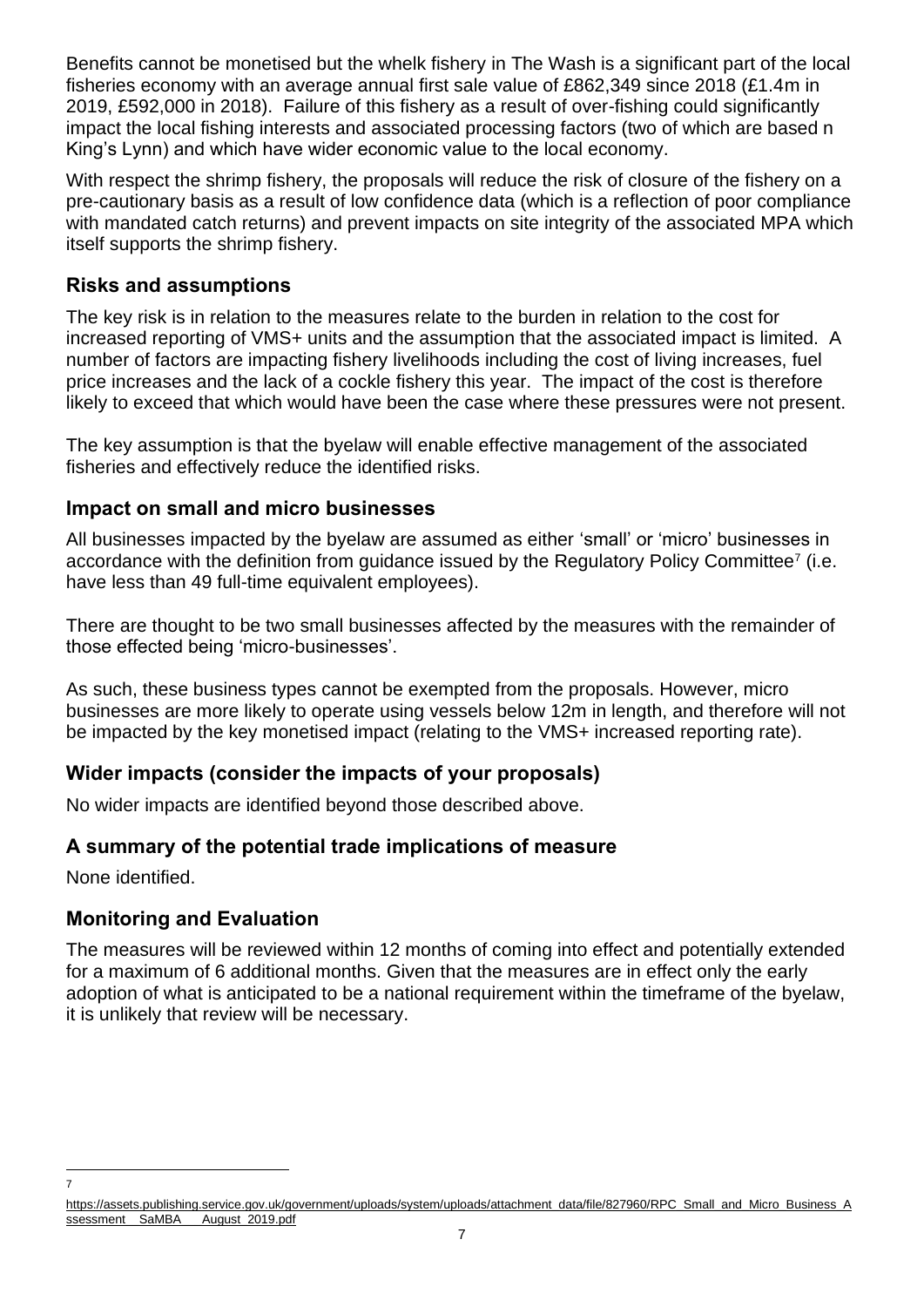Benefits cannot be monetised but the whelk fishery in The Wash is a significant part of the local fisheries economy with an average annual first sale value of £862,349 since 2018 (£1.4m in 2019, £592,000 in 2018). Failure of this fishery as a result of over-fishing could significantly impact the local fishing interests and associated processing factors (two of which are based n King's Lynn) and which have wider economic value to the local economy.

With respect the shrimp fishery, the proposals will reduce the risk of closure of the fishery on a pre-cautionary basis as a result of low confidence data (which is a reflection of poor compliance with mandated catch returns) and prevent impacts on site integrity of the associated MPA which itself supports the shrimp fishery.

## Risks and assumptions

The key risk is in relation to the measures relate to the burden in relation to the cost for increased reporting of VMS+ units and the assumption that the associated impact is limited. A number of factors are impacting fishery livelihoods including the cost of living increases, fuel price increases and the lack of a cockle fishery this year. The impact of the cost is therefore likely to exceed that which would have been the case where these pressures were not present.

The key assumption is that the byelaw will enable effective management of the associated fisheries and effectively reduce the identified risks.

## Impact on small and micro businesses

All businesses impacted by the byelaw are assumed as either 'small' or 'micro' businesses in accordance with the definition from guidance issued by the Regulatory Policy Committee[7] (i.e. have less than 49 full-time equivalent employees).

There are thought to be two small businesses affected by the measures with the remainder of those effected being 'micro-businesses'.

As such, these business types cannot be exempted from the proposals. However, micro businesses are more likely to operate using vessels below 12m in length, and therefore will not be impacted by the key monetised impact (relating to the VMS+ increased reporting rate).

## Wider impacts (consider the impacts of your proposals)

No wider impacts are identified beyond those described above.

## A summary of the potential trade implications of measure

None identified.

## Monitoring and Evaluation

The measures will be reviewed within 12 months of coming into effect and potentially extended for a maximum of 6 additional months. Given that the measures are in effect only the early adoption of what is anticipated to be a national requirement within the timeframe of the byelaw, it is unlikely that review will be necessary.

---

[7] https://assets.publishing.service.gov.uk/government/uploads/system/uploads/attachment_data/file/827960/RPC_Small_and_Micro_Business_Assessment__SaMBA__August_2019.pdf